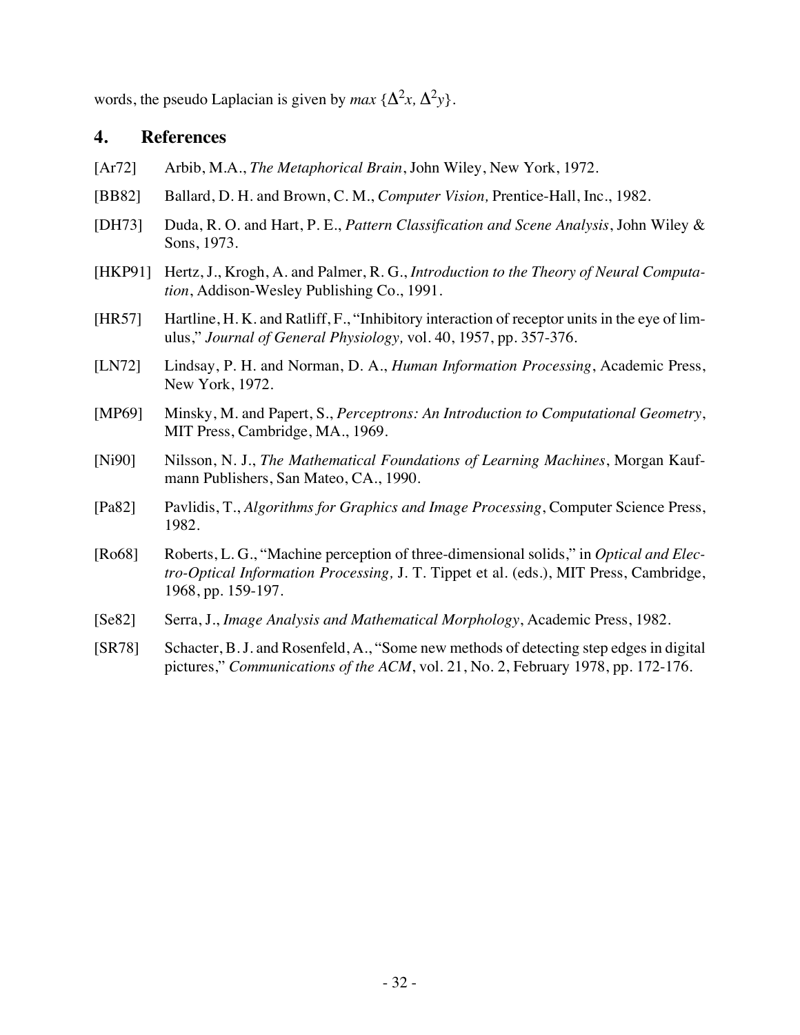words, the pseudo Laplacian is given by *max* $\{\Delta^2 x, \Delta^2 y\}$.

## 4. References

[Ar72] Arbib, M.A., *The Metaphorical Brain*, John Wiley, New York, 1972.

[BB82] Ballard, D. H. and Brown, C. M., *Computer Vision,* Prentice-Hall, Inc., 1982.

[DH73] Duda, R. O. and Hart, P. E., *Pattern Classification and Scene Analysis*, John Wiley & Sons, 1973.

[HKP91] Hertz, J., Krogh, A. and Palmer, R. G., *Introduction to the Theory of Neural Computation*, Addison-Wesley Publishing Co., 1991.

[HR57] Hartline, H. K. and Ratliff, F., "Inhibitory interaction of receptor units in the eye of limulus," *Journal of General Physiology,* vol. 40, 1957, pp. 357-376.

[LN72] Lindsay, P. H. and Norman, D. A., *Human Information Processing*, Academic Press, New York, 1972.

[MP69] Minsky, M. and Papert, S., *Perceptrons: An Introduction to Computational Geometry*, MIT Press, Cambridge, MA., 1969.

[Ni90] Nilsson, N. J., *The Mathematical Foundations of Learning Machines*, Morgan Kaufmann Publishers, San Mateo, CA., 1990.

[Pa82] Pavlidis, T., *Algorithms for Graphics and Image Processing*, Computer Science Press, 1982.

[Ro68] Roberts, L. G., "Machine perception of three-dimensional solids," in *Optical and Electro-Optical Information Processing,* J. T. Tippet et al. (eds.), MIT Press, Cambridge, 1968, pp. 159-197.

[Se82] Serra, J., *Image Analysis and Mathematical Morphology*, Academic Press, 1982.

[SR78] Schacter, B. J. and Rosenfeld, A., "Some new methods of detecting step edges in digital pictures," *Communications of the ACM*, vol. 21, No. 2, February 1978, pp. 172-176.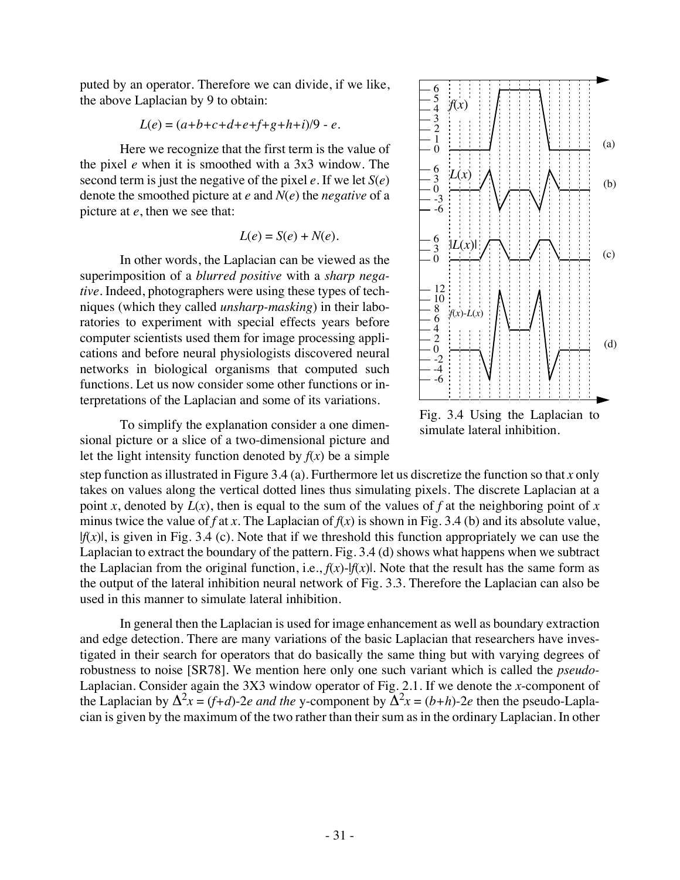puted by an operator. Therefore we can divide, if we like, the above Laplacian by 9 to obtain:

$$L(e) = (a+b+c+d+e+f+g+h+i)/9 - e.$$

Here we recognize that the first term is the value of the pixel $e$ when it is smoothed with a 3x3 window. The second term is just the negative of the pixel $e$. If we let $S(e)$ denote the smoothed picture at $e$ and $N(e)$ the *negative* of a picture at $e$, then we see that:

$$L(e) = S(e) + N(e).$$

In other words, the Laplacian can be viewed as the superimposition of a *blurred positive* with a *sharp negative*. Indeed, photographers were using these types of techniques (which they called *unsharp-masking*) in their laboratories to experiment with special effects years before computer scientists used them for image processing applications and before neural physiologists discovered neural networks in biological organisms that computed such functions. Let us now consider some other functions or interpretations of the Laplacian and some of its variations.

Fig. 3.4 Using the Laplacian to simulate lateral inhibition.

To simplify the explanation consider a one dimensional picture or a slice of a two-dimensional picture and let the light intensity function denoted by $f(x)$ be a simple step function as illustrated in Figure 3.4 (a). Furthermore let us discretize the function so that $x$ only takes on values along the vertical dotted lines thus simulating pixels. The discrete Laplacian at a point $x$, denoted by $L(x)$, then is equal to the sum of the values of $f$ at the neighboring point of $x$ minus twice the value of $f$ at $x$. The Laplacian of $f(x)$ is shown in Fig. 3.4 (b) and its absolute value, $|f(x)|$, is given in Fig. 3.4 (c). Note that if we threshold this function appropriately we can use the Laplacian to extract the boundary of the pattern. Fig. 3.4 (d) shows what happens when we subtract the Laplacian from the original function, i.e., $f(x)-|f(x)|$. Note that the result has the same form as the output of the lateral inhibition neural network of Fig. 3.3. Therefore the Laplacian can also be used in this manner to simulate lateral inhibition.

In general then the Laplacian is used for image enhancement as well as boundary extraction and edge detection. There are many variations of the basic Laplacian that researchers have investigated in their search for operators that do basically the same thing but with varying degrees of robustness to noise [SR78]. We mention here only one such variant which is called the *pseudo*-Laplacian. Consider again the 3X3 window operator of Fig. 2.1. If we denote the $x$-component of the Laplacian by $\Delta^2 x = (f+d)-2e$ *and the* y-component by $\Delta^2 x = (b+h)-2e$ then the pseudo-Laplacian is given by the maximum of the two rather than their sum as in the ordinary Laplacian. In other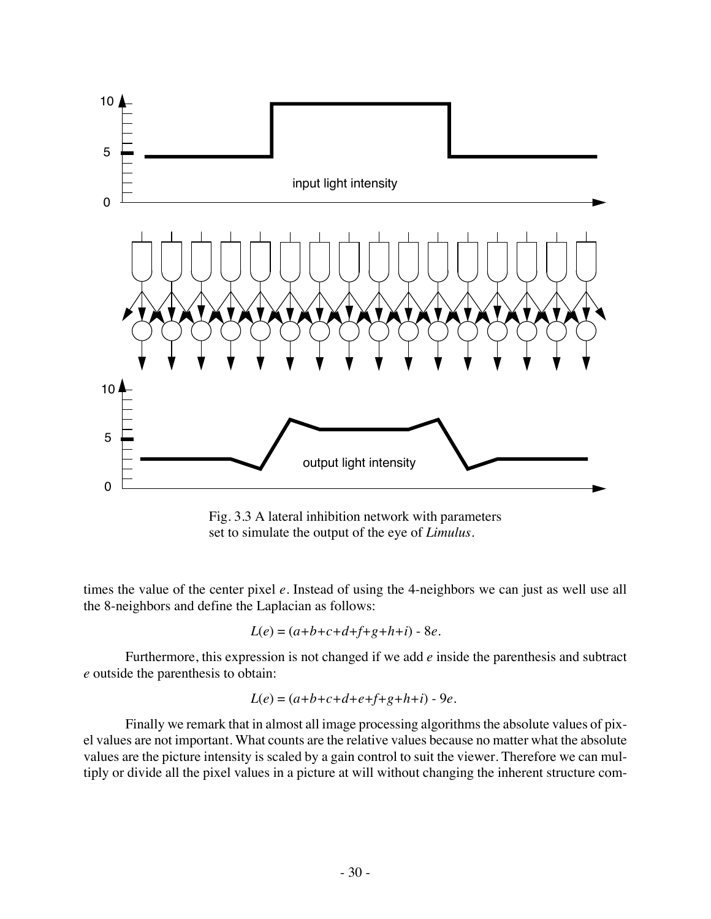Fig. 3.3 A lateral inhibition network with parameters set to simulate the output of the eye of *Limulus*.

times the value of the center pixel $e$. Instead of using the 4-neighbors we can just as well use all the 8-neighbors and define the Laplacian as follows:

$$L(e) = (a+b+c+d+f+g+h+i) - 8e.$$

Furthermore, this expression is not changed if we add $e$ inside the parenthesis and subtract $e$ outside the parenthesis to obtain:

$$L(e) = (a+b+c+d+e+f+g+h+i) - 9e.$$

Finally we remark that in almost all image processing algorithms the absolute values of pixel values are not important. What counts are the relative values because no matter what the absolute values are the picture intensity is scaled by a gain control to suit the viewer. Therefore we can multiply or divide all the pixel values in a picture at will without changing the inherent structure com-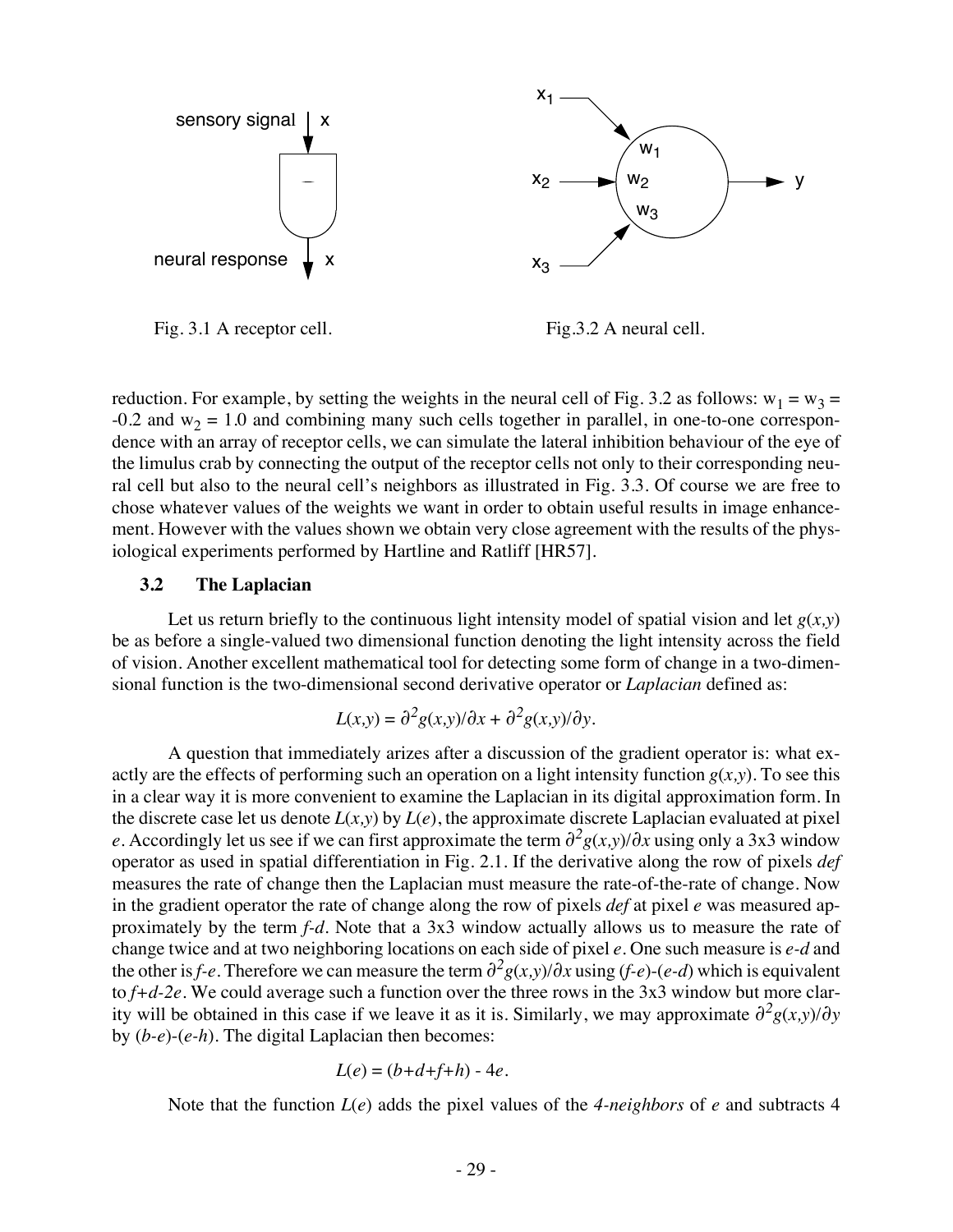sensory signal x

neural response x

Fig. 3.1 A receptor cell.

$x_1$ $w_1$ $x_2$ $w_2$ $y$ $w_3$ $x_3$

Fig.3.2 A neural cell.

reduction. For example, by setting the weights in the neural cell of Fig. 3.2 as follows: $w_1 = w_3 = -0.2$ and $w_2 = 1.0$ and combining many such cells together in parallel, in one-to-one correspondence with an array of receptor cells, we can simulate the lateral inhibition behaviour of the eye of the limulus crab by connecting the output of the receptor cells not only to their corresponding neural cell but also to the neural cell's neighbors as illustrated in Fig. 3.3. Of course we are free to chose whatever values of the weights we want in order to obtain useful results in image enhancement. However with the values shown we obtain very close agreement with the results of the physiological experiments performed by Hartline and Ratliff [HR57].

### 3.2 The Laplacian

Let us return briefly to the continuous light intensity model of spatial vision and let $g(x,y)$ be as before a single-valued two dimensional function denoting the light intensity across the field of vision. Another excellent mathematical tool for detecting some form of change in a two-dimensional function is the two-dimensional second derivative operator or *Laplacian* defined as:

$$L(x,y) = \partial^2 g(x,y)/\partial x + \partial^2 g(x,y)/\partial y.$$

A question that immediately arizes after a discussion of the gradient operator is: what exactly are the effects of performing such an operation on a light intensity function $g(x,y)$. To see this in a clear way it is more convenient to examine the Laplacian in its digital approximation form. In the discrete case let us denote $L(x,y)$ by $L(e)$, the approximate discrete Laplacian evaluated at pixel $e$. Accordingly let us see if we can first approximate the term $\partial^2 g(x,y)/\partial x$ using only a 3x3 window operator as used in spatial differentiation in Fig. 2.1. If the derivative along the row of pixels *def* measures the rate of change then the Laplacian must measure the rate-of-the-rate of change. Now in the gradient operator the rate of change along the row of pixels *def* at pixel $e$ was measured approximately by the term $f$-$d$. Note that a 3x3 window actually allows us to measure the rate of change twice and at two neighboring locations on each side of pixel $e$. One such measure is $e$-$d$ and the other is $f$-$e$. Therefore we can measure the term $\partial^2 g(x,y)/\partial x$ using $(f\text{-}e)\text{-}(e\text{-}d)$ which is equivalent to $f+d-2e$. We could average such a function over the three rows in the 3x3 window but more clarity will be obtained in this case if we leave it as it is. Similarly, we may approximate $\partial^2 g(x,y)/\partial y$ by $(b\text{-}e)\text{-}(e\text{-}h)$. The digital Laplacian then becomes:

$$L(e) = (b+d+f+h) - 4e.$$

Note that the function $L(e)$ adds the pixel values of the *4-neighbors* of $e$ and subtracts 4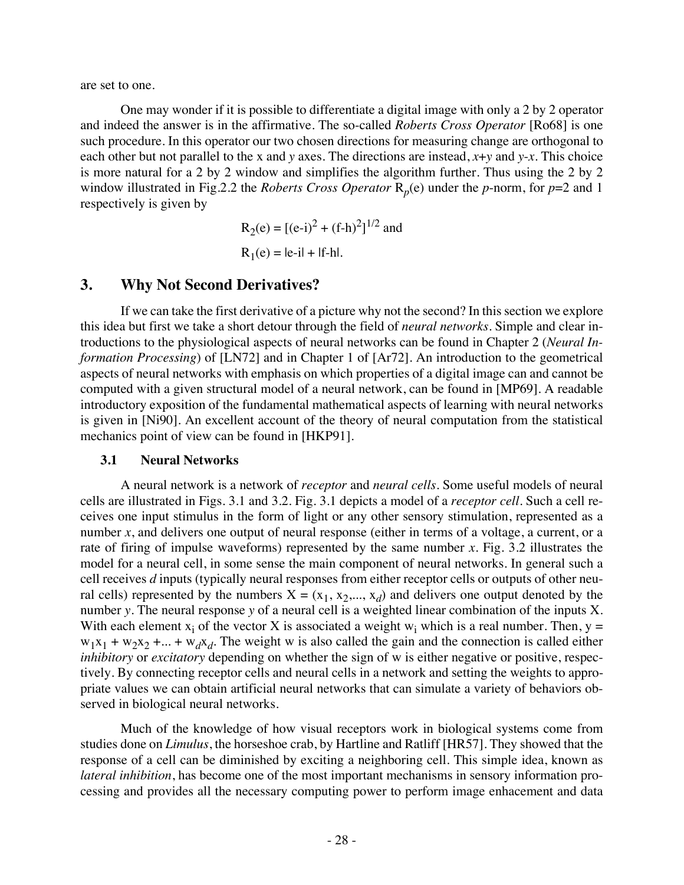are set to one.

One may wonder if it is possible to differentiate a digital image with only a 2 by 2 operator and indeed the answer is in the affirmative. The so-called *Roberts Cross Operator* [Ro68] is one such procedure. In this operator our two chosen directions for measuring change are orthogonal to each other but not parallel to the x and *y* axes. The directions are instead, *x*+*y* and *y*-*x*. This choice is more natural for a 2 by 2 window and simplifies the algorithm further. Thus using the 2 by 2 window illustrated in Fig.2.2 the *Roberts Cross Operator* $R_p(e)$ under the *p*-norm, for *p*=2 and 1 respectively is given by

$$R_2(e) = [(e-i)^2 + (f-h)^2]^{1/2} \text{ and}$$

$$R_1(e) = |e-i| + |f-h|.$$

## 3. Why Not Second Derivatives?

If we can take the first derivative of a picture why not the second? In this section we explore this idea but first we take a short detour through the field of *neural networks*. Simple and clear introductions to the physiological aspects of neural networks can be found in Chapter 2 (*Neural Information Processing*) of [LN72] and in Chapter 1 of [Ar72]. An introduction to the geometrical aspects of neural networks with emphasis on which properties of a digital image can and cannot be computed with a given structural model of a neural network, can be found in [MP69]. A readable introductory exposition of the fundamental mathematical aspects of learning with neural networks is given in [Ni90]. An excellent account of the theory of neural computation from the statistical mechanics point of view can be found in [HKP91].

### 3.1 Neural Networks

A neural network is a network of *receptor* and *neural cells*. Some useful models of neural cells are illustrated in Figs. 3.1 and 3.2. Fig. 3.1 depicts a model of a *receptor cell*. Such a cell receives one input stimulus in the form of light or any other sensory stimulation, represented as a number *x*, and delivers one output of neural response (either in terms of a voltage, a current, or a rate of firing of impulse waveforms) represented by the same number *x*. Fig. 3.2 illustrates the model for a neural cell, in some sense the main component of neural networks. In general such a cell receives *d* inputs (typically neural responses from either receptor cells or outputs of other neural cells) represented by the numbers $X = (x_1, x_2, ..., x_d)$ and delivers one output denoted by the number *y*. The neural response *y* of a neural cell is a weighted linear combination of the inputs X. With each element $x_i$ of the vector X is associated a weight $w_i$ which is a real number. Then, $y = w_1x_1 + w_2x_2 + ... + w_dx_d$. The weight w is also called the gain and the connection is called either *inhibitory* or *excitatory* depending on whether the sign of w is either negative or positive, respectively. By connecting receptor cells and neural cells in a network and setting the weights to appropriate values we can obtain artificial neural networks that can simulate a variety of behaviors observed in biological neural networks.

Much of the knowledge of how visual receptors work in biological systems come from studies done on *Limulus*, the horseshoe crab, by Hartline and Ratliff [HR57]. They showed that the response of a cell can be diminished by exciting a neighboring cell. This simple idea, known as *lateral inhibition*, has become one of the most important mechanisms in sensory information processing and provides all the necessary computing power to perform image enhacement and data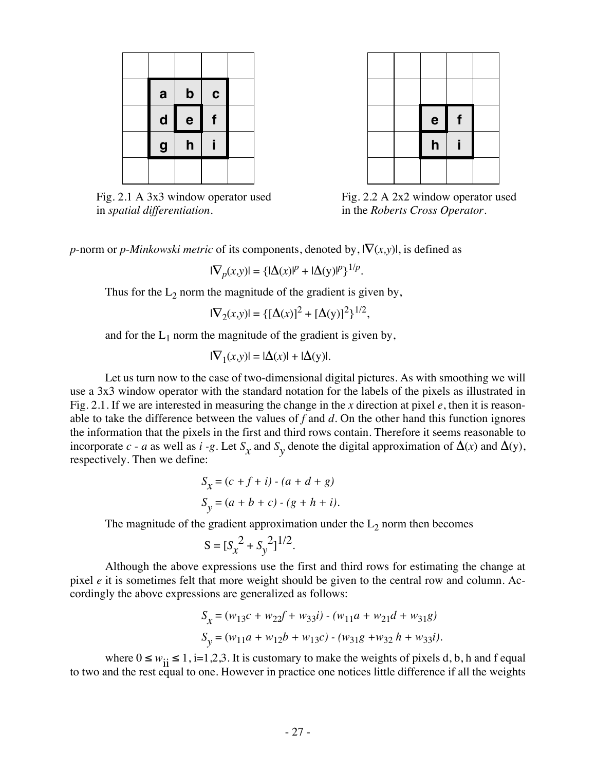Fig. 2.1 A 3x3 window operator used in *spatial differentiation*.

Fig. 2.2 A 2x2 window operator used in the *Roberts Cross Operator*.

*p*-norm or *p-Minkowski metric* of its components, denoted by, $|\nabla(x,y)|$, is defined as

$$|\nabla_p(x,y)| = \{|\Delta(x)|^p + |\Delta(y)|^p\}^{1/p}.$$

Thus for the $L_2$ norm the magnitude of the gradient is given by,

$$|\nabla_2(x,y)| = \{[\Delta(x)]^2 + [\Delta(y)]^2\}^{1/2},$$

and for the $L_1$ norm the magnitude of the gradient is given by,

$$|\nabla_1(x,y)| = |\Delta(x)| + |\Delta(y)|.$$

Let us turn now to the case of two-dimensional digital pictures. As with smoothing we will use a 3x3 window operator with the standard notation for the labels of the pixels as illustrated in Fig. 2.1. If we are interested in measuring the change in the *x* direction at pixel *e*, then it is reasonable to take the difference between the values of *f* and *d*. On the other hand this function ignores the information that the pixels in the first and third rows contain. Therefore it seems reasonable to incorporate $c - a$ as well as $i - g$. Let $S_x$ and $S_y$ denote the digital approximation of $\Delta(x)$ and $\Delta(y)$, respectively. Then we define:

$$S_x = (c + f + i) - (a + d + g)$$

$$S_y = (a + b + c) - (g + h + i).$$

The magnitude of the gradient approximation under the $L_2$ norm then becomes

$$S = [S_x^2 + S_y^2]^{1/2}.$$

Although the above expressions use the first and third rows for estimating the change at pixel *e* it is sometimes felt that more weight should be given to the central row and column. Accordingly the above expressions are generalized as follows:

$$S_x = (w_{13}c + w_{22}f + w_{33}i) - (w_{11}a + w_{21}d + w_{31}g)$$

$$S_y = (w_{11}a + w_{12}b + w_{13}c) - (w_{31}g + w_{32}h + w_{33}i).$$

where $0 \leq w_{ii} \leq 1$, i=1,2,3. It is customary to make the weights of pixels d, b, h and f equal to two and the rest equal to one. However in practice one notices little difference if all the weights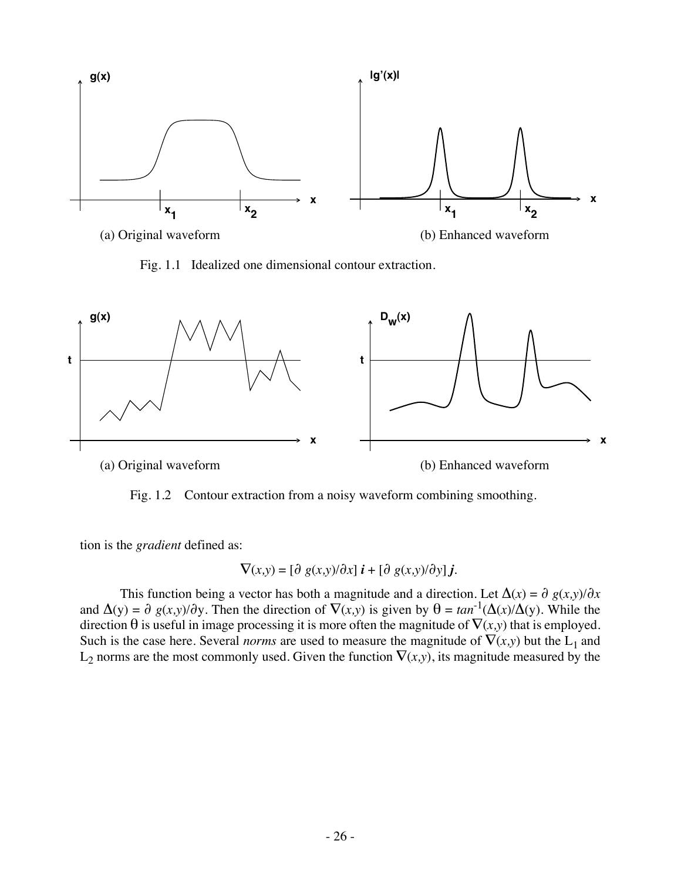(a) Original waveform

(b) Enhanced waveform

Fig. 1.1 Idealized one dimensional contour extraction.

(a) Original waveform

(b) Enhanced waveform

Fig. 1.2 Contour extraction from a noisy waveform combining smoothing.

tion is the *gradient* defined as:

$$\nabla(x,y) = [\partial\, g(x,y)/\partial x]\, \boldsymbol{i} + [\partial\, g(x,y)/\partial y]\, \boldsymbol{j}.$$

This function being a vector has both a magnitude and a direction. Let $\Delta(x) = \partial\, g(x,y)/\partial x$ and $\Delta(\mathrm{y}) = \partial\, g(x,y)/\partial \mathrm{y}$. Then the direction of $\nabla(x,y)$ is given by $\theta = tan^{-1}(\Delta(x)/\Delta(\mathrm{y}))$. While the direction $\theta$ is useful in image processing it is more often the magnitude of $\nabla(x,y)$ that is employed. Such is the case here. Several *norms* are used to measure the magnitude of $\nabla(x,y)$ but the $L_1$ and $L_2$ norms are the most commonly used. Given the function $\nabla(x,y)$, its magnitude measured by the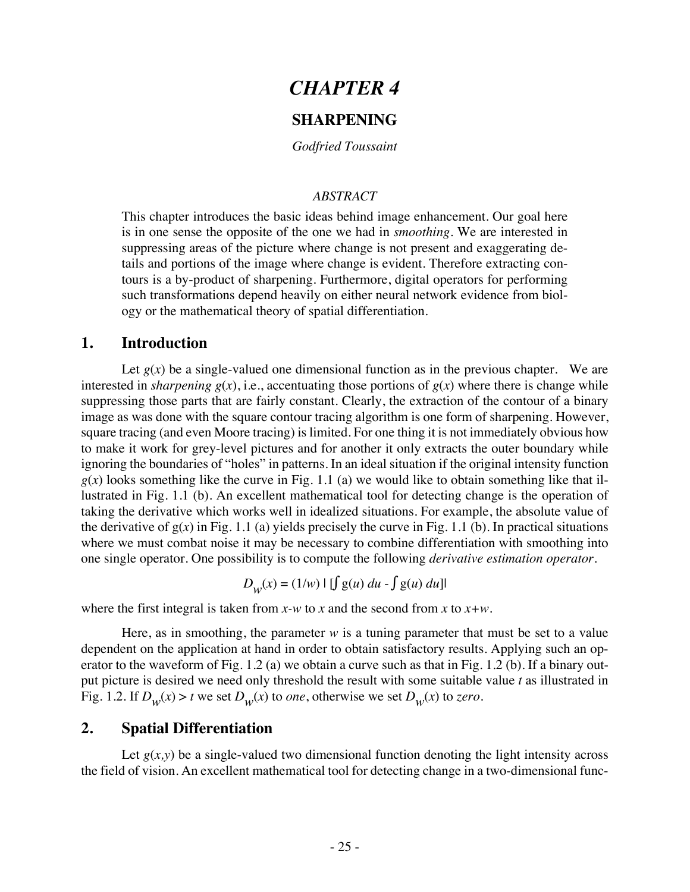# *CHAPTER 4*

## SHARPENING

*Godfried Toussaint*

*ABSTRACT*

This chapter introduces the basic ideas behind image enhancement. Our goal here is in one sense the opposite of the one we had in *smoothing*. We are interested in suppressing areas of the picture where change is not present and exaggerating details and portions of the image where change is evident. Therefore extracting contours is a by-product of sharpening. Furthermore, digital operators for performing such transformations depend heavily on either neural network evidence from biology or the mathematical theory of spatial differentiation.

## 1. Introduction

Let $g(x)$ be a single-valued one dimensional function as in the previous chapter. We are interested in *sharpening* $g(x)$, i.e., accentuating those portions of $g(x)$ where there is change while suppressing those parts that are fairly constant. Clearly, the extraction of the contour of a binary image as was done with the square contour tracing algorithm is one form of sharpening. However, square tracing (and even Moore tracing) is limited. For one thing it is not immediately obvious how to make it work for grey-level pictures and for another it only extracts the outer boundary while ignoring the boundaries of "holes" in patterns. In an ideal situation if the original intensity function $g(x)$ looks something like the curve in Fig. 1.1 (a) we would like to obtain something like that illustrated in Fig. 1.1 (b). An excellent mathematical tool for detecting change is the operation of taking the derivative which works well in idealized situations. For example, the absolute value of the derivative of $g(x)$ in Fig. 1.1 (a) yields precisely the curve in Fig. 1.1 (b). In practical situations where we must combat noise it may be necessary to combine differentiation with smoothing into one single operator. One possibility is to compute the following *derivative estimation operator*.

$$D_w(x) = (1/w) \mid [\int g(u)\, du - \int g(u)\, du] \mid$$

where the first integral is taken from $x\text{-}w$ to $x$ and the second from $x$ to $x+w$.

Here, as in smoothing, the parameter $w$ is a tuning parameter that must be set to a value dependent on the application at hand in order to obtain satisfactory results. Applying such an operator to the waveform of Fig. 1.2 (a) we obtain a curve such as that in Fig. 1.2 (b). If a binary output picture is desired we need only threshold the result with some suitable value $t$ as illustrated in Fig. 1.2. If $D_w(x) > t$ we set $D_w(x)$ to *one*, otherwise we set $D_w(x)$ to *zero*.

## 2. Spatial Differentiation

Let $g(x,y)$ be a single-valued two dimensional function denoting the light intensity across the field of vision. An excellent mathematical tool for detecting change in a two-dimensional func-